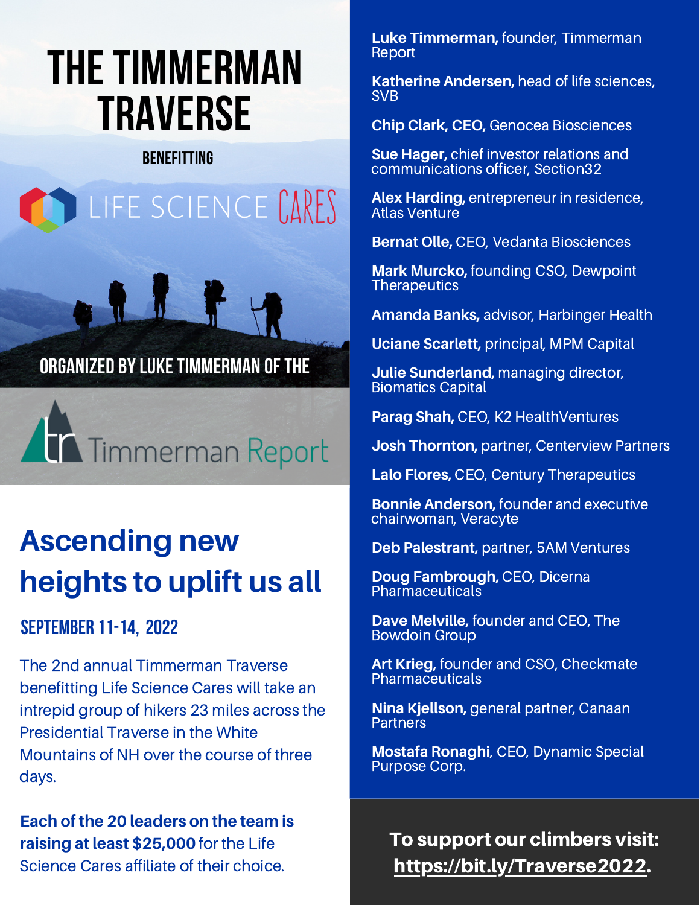# THE TIMMERMAN TRAVERSE

BENEFITTING

LIFE SCIENCE CARES

ORGANIZED BY LUKE TIMMERMAN OF THE

Timmerman Report

## Ascending new heights to uplift us all

### SEPTEMBER 11-14, 2022

The 2nd annual Timmerman Traverse benefitting Life Science Cares will take an intrepid group of hikers 23 miles across the Presidential Traverse in the White Mountains of NH over the course of three days.

**Each of the 20 leaders on the team is raising at least $25,000** for the Life Science Cares affiliate of their choice.

**Luke Timmerman,** founder, Timmerman Report

**Katherine Andersen,** head of life sciences, SVB

**Chip Clark, CEO,** Genocea Biosciences

**Sue Hager,** chief investor relations and communications officer, Section32

**Alex Harding,** entrepreneur in residence, Atlas Venture

**Bernat Olle,** CEO, Vedanta Biosciences

**Mark Murcko,** founding CSO, Dewpoint Therapeutics

**Amanda Banks,** advisor, Harbinger Health

**Uciane Scarlett,** principal, MPM Capital

**Julie Sunderland,** managing director, Biomatics Capital

**Parag Shah,** CEO, K2 HealthVentures

**Josh Thornton,** partner, Centerview Partners

**Lalo Flores,** CEO, Century Therapeutics

**Bonnie Anderson,** founder and executive chairwoman, Veracyte

**Deb Palestrant,** partner, 5AM Ventures

**Doug Fambrough,** CEO, Dicerna Pharmaceuticals

**Dave Melville,** founder and CEO, The Bowdoin Group

**Art Krieg,** founder and CSO, Checkmate Pharmaceuticals

**Nina Kjellson,** general partner, Canaan Partners

**Mostafa Ronaghi**, CEO, Dynamic Special Purpose Corp.

**To support our climbers visit: https://bit.ly/Traverse2022.**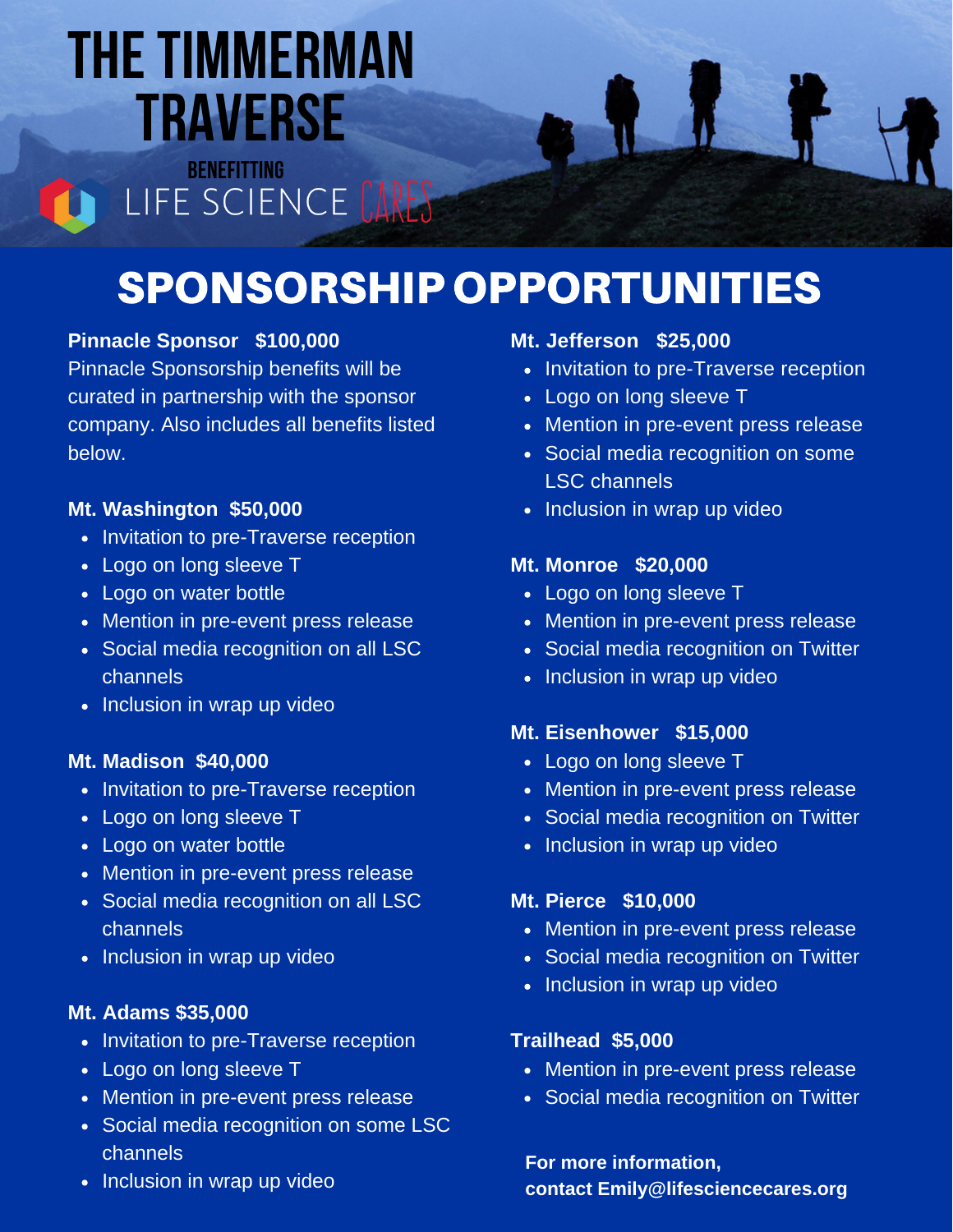# THE TIMMERMAN TRAVERSE

BENEFITTING

LIFE SCIENCE CARES

## SPONSORSHIP OPPORTUNITIES

**Pinnacle Sponsor $100,000**

Pinnacle Sponsorship benefits will be curated in partnership with the sponsor company. Also includes all benefits listed below.

**Mt. Washington $50,000**

- Invitation to pre-Traverse reception
- Logo on long sleeve T
- Logo on water bottle
- Mention in pre-event press release
- Social media recognition on all LSC channels
- Inclusion in wrap up video

**Mt. Madison $40,000**

- Invitation to pre-Traverse reception
- Logo on long sleeve T
- Logo on water bottle
- Mention in pre-event press release
- Social media recognition on all LSC channels
- Inclusion in wrap up video

**Mt. Adams $35,000**

- Invitation to pre-Traverse reception
- Logo on long sleeve T
- Mention in pre-event press release
- Social media recognition on some LSC channels
- Inclusion in wrap up video

**Mt. Jefferson $25,000**

- Invitation to pre-Traverse reception
- Logo on long sleeve T
- Mention in pre-event press release
- Social media recognition on some LSC channels
- Inclusion in wrap up video

**Mt. Monroe $20,000**

- Logo on long sleeve T
- Mention in pre-event press release
- Social media recognition on Twitter
- Inclusion in wrap up video

**Mt. Eisenhower $15,000**

- Logo on long sleeve T
- Mention in pre-event press release
- Social media recognition on Twitter
- Inclusion in wrap up video

**Mt. Pierce $10,000**

- Mention in pre-event press release
- Social media recognition on Twitter
- Inclusion in wrap up video

**Trailhead $5,000**

- Mention in pre-event press release
- Social media recognition on Twitter

**For more information, contact Emily@lifesciencecares.org**